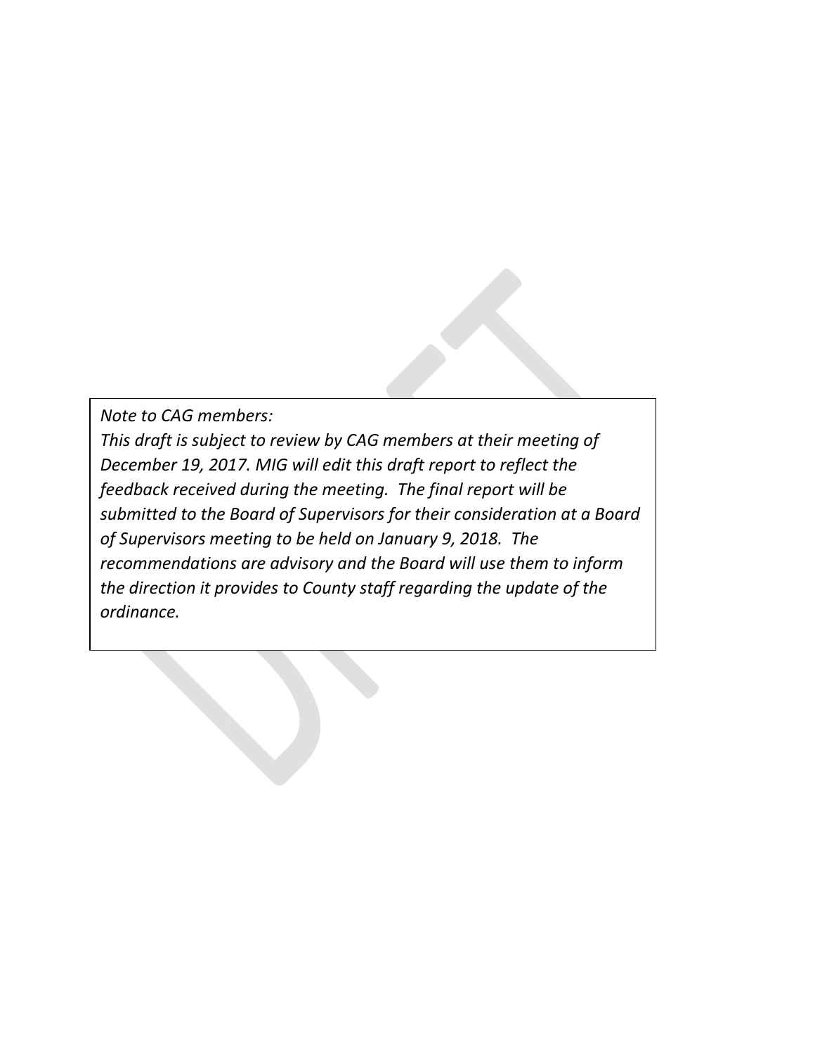*Note to CAG members:*
*This draft is subject to review by CAG members at their meeting of December 19, 2017. MIG will edit this draft report to reflect the feedback received during the meeting. The final report will be submitted to the Board of Supervisors for their consideration at a Board of Supervisors meeting to be held on January 9, 2018. The recommendations are advisory and the Board will use them to inform the direction it provides to County staff regarding the update of the ordinance.*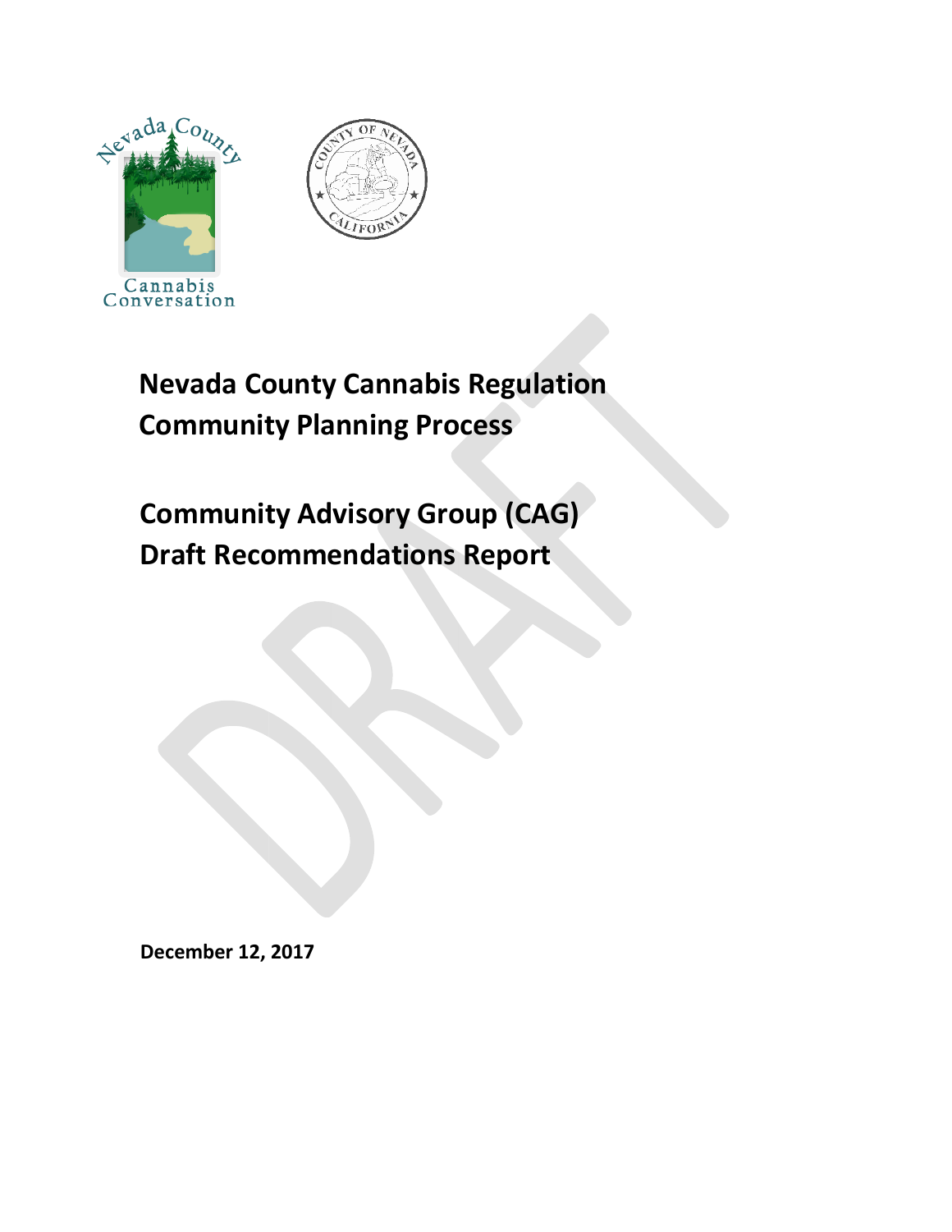# Nevada County Cannabis Regulation Community Planning Process

# Community Advisory Group (CAG) Draft Recommendations Report

**December 12, 2017**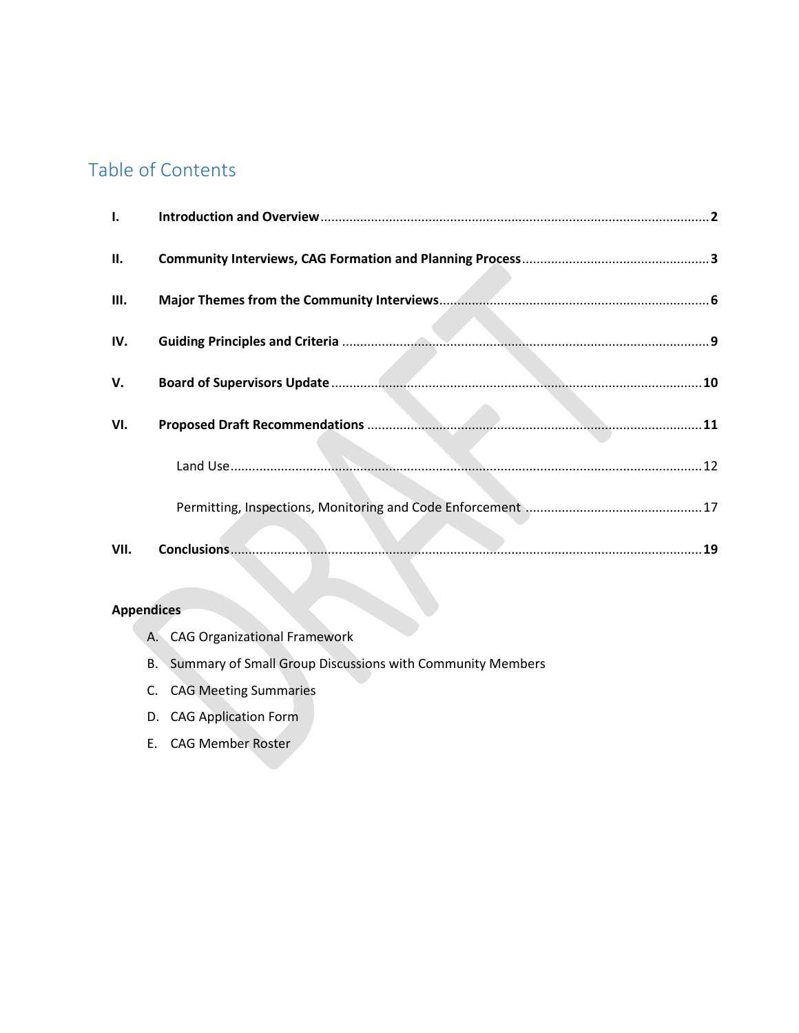# Table of Contents

| | | |
|---|---|---|
| **I.** | **Introduction and Overview** | **2** |
| **II.** | **Community Interviews, CAG Formation and Planning Process** | **3** |
| **III.** | **Major Themes from the Community Interviews** | **6** |
| **IV.** | **Guiding Principles and Criteria** | **9** |
| **V.** | **Board of Supervisors Update** | **10** |
| **VI.** | **Proposed Draft Recommendations** | **11** |
| | Land Use | 12 |
| | Permitting, Inspections, Monitoring and Code Enforcement | 17 |
| **VII.** | **Conclusions** | **19** |

**Appendices**

A. CAG Organizational Framework

B. Summary of Small Group Discussions with Community Members

C. CAG Meeting Summaries

D. CAG Application Form

E. CAG Member Roster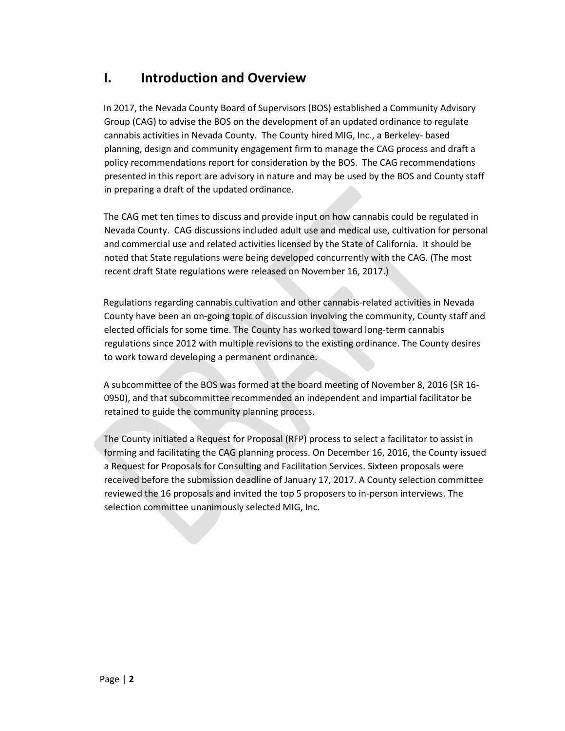# I. Introduction and Overview

In 2017, the Nevada County Board of Supervisors (BOS) established a Community Advisory Group (CAG) to advise the BOS on the development of an updated ordinance to regulate cannabis activities in Nevada County. The County hired MIG, Inc., a Berkeley- based planning, design and community engagement firm to manage the CAG process and draft a policy recommendations report for consideration by the BOS. The CAG recommendations presented in this report are advisory in nature and may be used by the BOS and County staff in preparing a draft of the updated ordinance.

The CAG met ten times to discuss and provide input on how cannabis could be regulated in Nevada County. CAG discussions included adult use and medical use, cultivation for personal and commercial use and related activities licensed by the State of California. It should be noted that State regulations were being developed concurrently with the CAG. (The most recent draft State regulations were released on November 16, 2017.)

Regulations regarding cannabis cultivation and other cannabis-related activities in Nevada County have been an on-going topic of discussion involving the community, County staff and elected officials for some time. The County has worked toward long-term cannabis regulations since 2012 with multiple revisions to the existing ordinance. The County desires to work toward developing a permanent ordinance.

A subcommittee of the BOS was formed at the board meeting of November 8, 2016 (SR 16-0950), and that subcommittee recommended an independent and impartial facilitator be retained to guide the community planning process.

The County initiated a Request for Proposal (RFP) process to select a facilitator to assist in forming and facilitating the CAG planning process. On December 16, 2016, the County issued a Request for Proposals for Consulting and Facilitation Services. Sixteen proposals were received before the submission deadline of January 17, 2017. A County selection committee reviewed the 16 proposals and invited the top 5 proposers to in-person interviews. The selection committee unanimously selected MIG, Inc.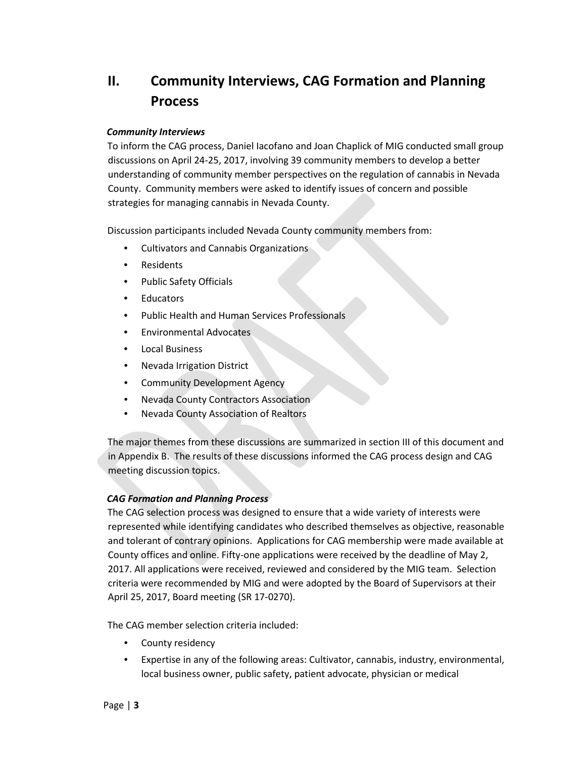## II. Community Interviews, CAG Formation and Planning Process

***Community Interviews***

To inform the CAG process, Daniel Iacofano and Joan Chaplick of MIG conducted small group discussions on April 24-25, 2017, involving 39 community members to develop a better understanding of community member perspectives on the regulation of cannabis in Nevada County. Community members were asked to identify issues of concern and possible strategies for managing cannabis in Nevada County.

Discussion participants included Nevada County community members from:

- Cultivators and Cannabis Organizations
- Residents
- Public Safety Officials
- Educators
- Public Health and Human Services Professionals
- Environmental Advocates
- Local Business
- Nevada Irrigation District
- Community Development Agency
- Nevada County Contractors Association
- Nevada County Association of Realtors

The major themes from these discussions are summarized in section III of this document and in Appendix B. The results of these discussions informed the CAG process design and CAG meeting discussion topics.

***CAG Formation and Planning Process***

The CAG selection process was designed to ensure that a wide variety of interests were represented while identifying candidates who described themselves as objective, reasonable and tolerant of contrary opinions. Applications for CAG membership were made available at County offices and online. Fifty-one applications were received by the deadline of May 2, 2017. All applications were received, reviewed and considered by the MIG team. Selection criteria were recommended by MIG and were adopted by the Board of Supervisors at their April 25, 2017, Board meeting (SR 17-0270).

The CAG member selection criteria included:

- County residency
- Expertise in any of the following areas: Cultivator, cannabis, industry, environmental, local business owner, public safety, patient advocate, physician or medical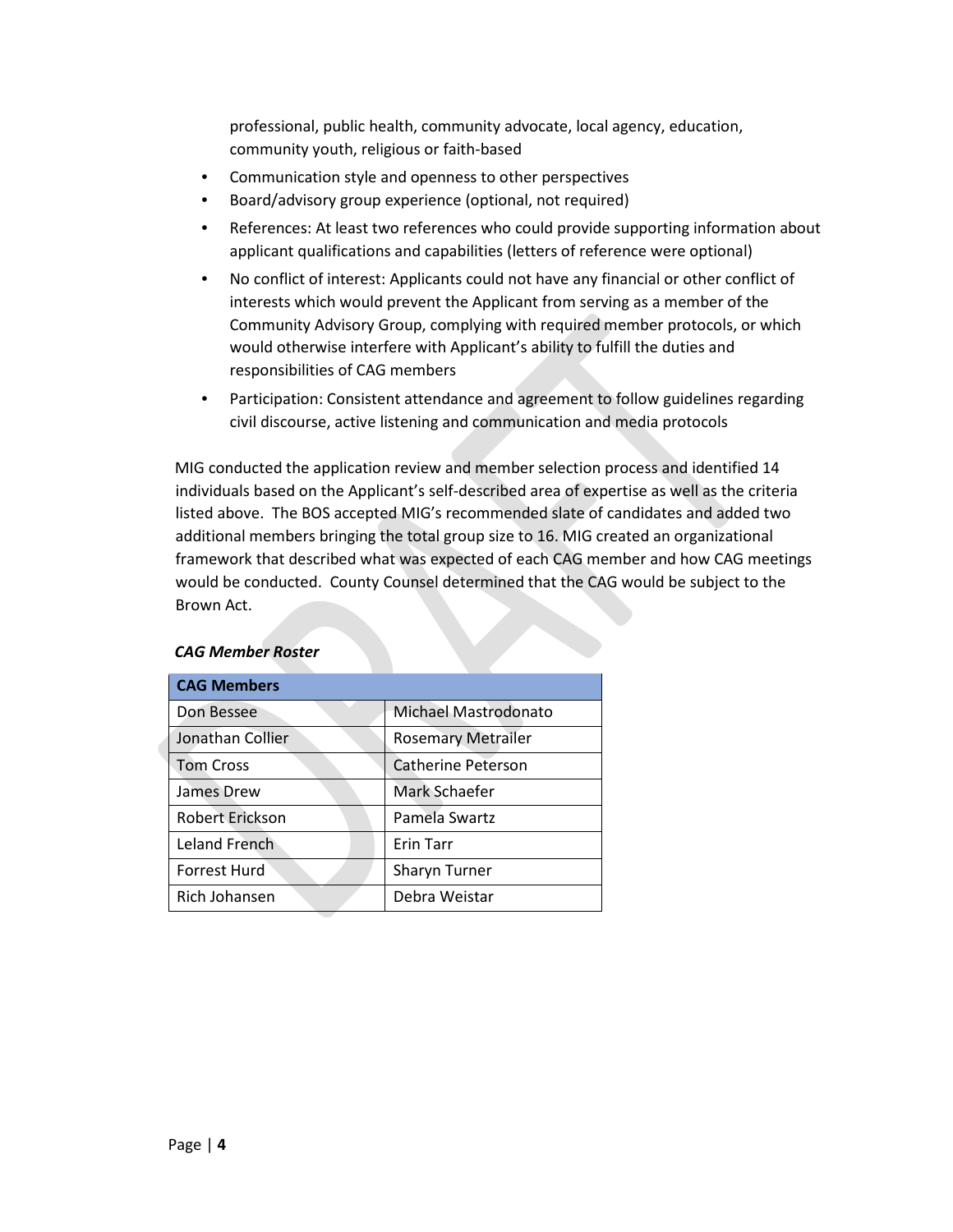professional, public health, community advocate, local agency, education, community youth, religious or faith-based

- Communication style and openness to other perspectives
- Board/advisory group experience (optional, not required)
- References: At least two references who could provide supporting information about applicant qualifications and capabilities (letters of reference were optional)
- No conflict of interest: Applicants could not have any financial or other conflict of interests which would prevent the Applicant from serving as a member of the Community Advisory Group, complying with required member protocols, or which would otherwise interfere with Applicant's ability to fulfill the duties and responsibilities of CAG members
- Participation: Consistent attendance and agreement to follow guidelines regarding civil discourse, active listening and communication and media protocols

MIG conducted the application review and member selection process and identified 14 individuals based on the Applicant's self-described area of expertise as well as the criteria listed above. The BOS accepted MIG's recommended slate of candidates and added two additional members bringing the total group size to 16. MIG created an organizational framework that described what was expected of each CAG member and how CAG meetings would be conducted. County Counsel determined that the CAG would be subject to the Brown Act.

***CAG Member Roster***

| CAG Members | |
|---|---|
| Don Bessee | Michael Mastrodonato |
| Jonathan Collier | Rosemary Metrailer |
| Tom Cross | Catherine Peterson |
| James Drew | Mark Schaefer |
| Robert Erickson | Pamela Swartz |
| Leland French | Erin Tarr |
| Forrest Hurd | Sharyn Turner |
| Rich Johansen | Debra Weistar |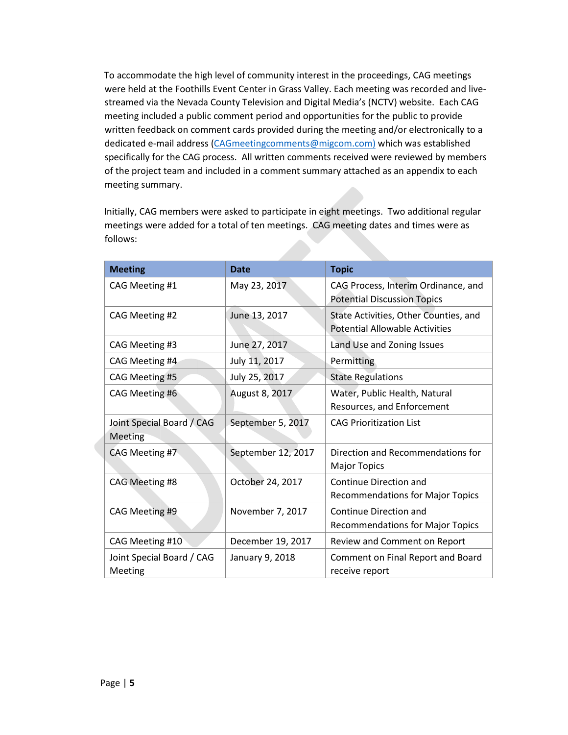To accommodate the high level of community interest in the proceedings, CAG meetings were held at the Foothills Event Center in Grass Valley. Each meeting was recorded and live-streamed via the Nevada County Television and Digital Media's (NCTV) website. Each CAG meeting included a public comment period and opportunities for the public to provide written feedback on comment cards provided during the meeting and/or electronically to a dedicated e-mail address (CAGmeetingcomments@migcom.com) which was established specifically for the CAG process. All written comments received were reviewed by members of the project team and included in a comment summary attached as an appendix to each meeting summary.

Initially, CAG members were asked to participate in eight meetings. Two additional regular meetings were added for a total of ten meetings. CAG meeting dates and times were as follows:

| Meeting | Date | Topic |
|---|---|---|
| CAG Meeting #1 | May 23, 2017 | CAG Process, Interim Ordinance, and Potential Discussion Topics |
| CAG Meeting #2 | June 13, 2017 | State Activities, Other Counties, and Potential Allowable Activities |
| CAG Meeting #3 | June 27, 2017 | Land Use and Zoning Issues |
| CAG Meeting #4 | July 11, 2017 | Permitting |
| CAG Meeting #5 | July 25, 2017 | State Regulations |
| CAG Meeting #6 | August 8, 2017 | Water, Public Health, Natural Resources, and Enforcement |
| Joint Special Board / CAG Meeting | September 5, 2017 | CAG Prioritization List |
| CAG Meeting #7 | September 12, 2017 | Direction and Recommendations for Major Topics |
| CAG Meeting #8 | October 24, 2017 | Continue Direction and Recommendations for Major Topics |
| CAG Meeting #9 | November 7, 2017 | Continue Direction and Recommendations for Major Topics |
| CAG Meeting #10 | December 19, 2017 | Review and Comment on Report |
| Joint Special Board / CAG Meeting | January 9, 2018 | Comment on Final Report and Board receive report |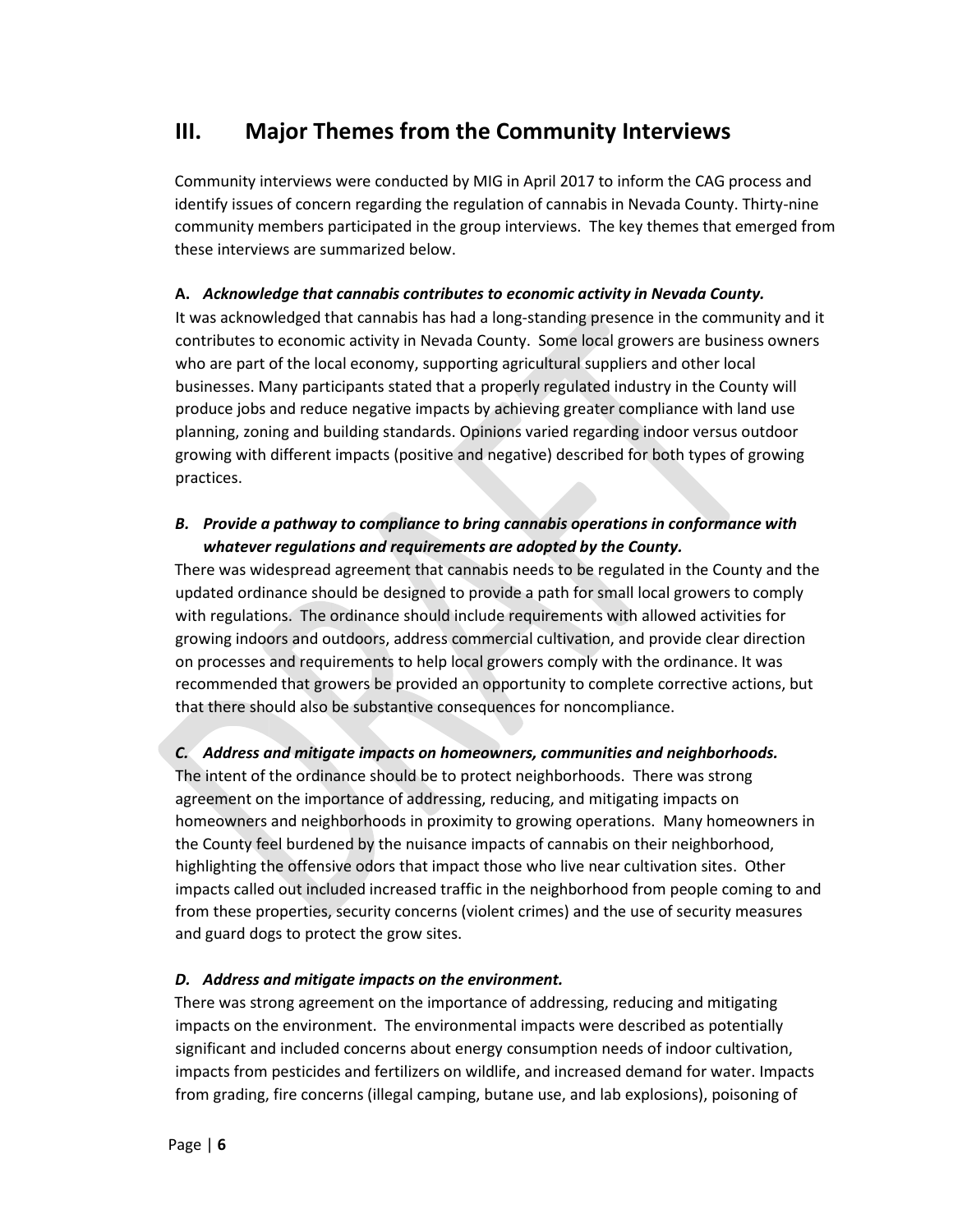## III. Major Themes from the Community Interviews

Community interviews were conducted by MIG in April 2017 to inform the CAG process and identify issues of concern regarding the regulation of cannabis in Nevada County. Thirty-nine community members participated in the group interviews. The key themes that emerged from these interviews are summarized below.

**A.** ***Acknowledge that cannabis contributes to economic activity in Nevada County.***

It was acknowledged that cannabis has had a long-standing presence in the community and it contributes to economic activity in Nevada County. Some local growers are business owners who are part of the local economy, supporting agricultural suppliers and other local businesses. Many participants stated that a properly regulated industry in the County will produce jobs and reduce negative impacts by achieving greater compliance with land use planning, zoning and building standards. Opinions varied regarding indoor versus outdoor growing with different impacts (positive and negative) described for both types of growing practices.

***B. Provide a pathway to compliance to bring cannabis operations in conformance with whatever regulations and requirements are adopted by the County.***

There was widespread agreement that cannabis needs to be regulated in the County and the updated ordinance should be designed to provide a path for small local growers to comply with regulations. The ordinance should include requirements with allowed activities for growing indoors and outdoors, address commercial cultivation, and provide clear direction on processes and requirements to help local growers comply with the ordinance. It was recommended that growers be provided an opportunity to complete corrective actions, but that there should also be substantive consequences for noncompliance.

***C. Address and mitigate impacts on homeowners, communities and neighborhoods.***

The intent of the ordinance should be to protect neighborhoods. There was strong agreement on the importance of addressing, reducing, and mitigating impacts on homeowners and neighborhoods in proximity to growing operations. Many homeowners in the County feel burdened by the nuisance impacts of cannabis on their neighborhood, highlighting the offensive odors that impact those who live near cultivation sites. Other impacts called out included increased traffic in the neighborhood from people coming to and from these properties, security concerns (violent crimes) and the use of security measures and guard dogs to protect the grow sites.

***D. Address and mitigate impacts on the environment.***

There was strong agreement on the importance of addressing, reducing and mitigating impacts on the environment. The environmental impacts were described as potentially significant and included concerns about energy consumption needs of indoor cultivation, impacts from pesticides and fertilizers on wildlife, and increased demand for water. Impacts from grading, fire concerns (illegal camping, butane use, and lab explosions), poisoning of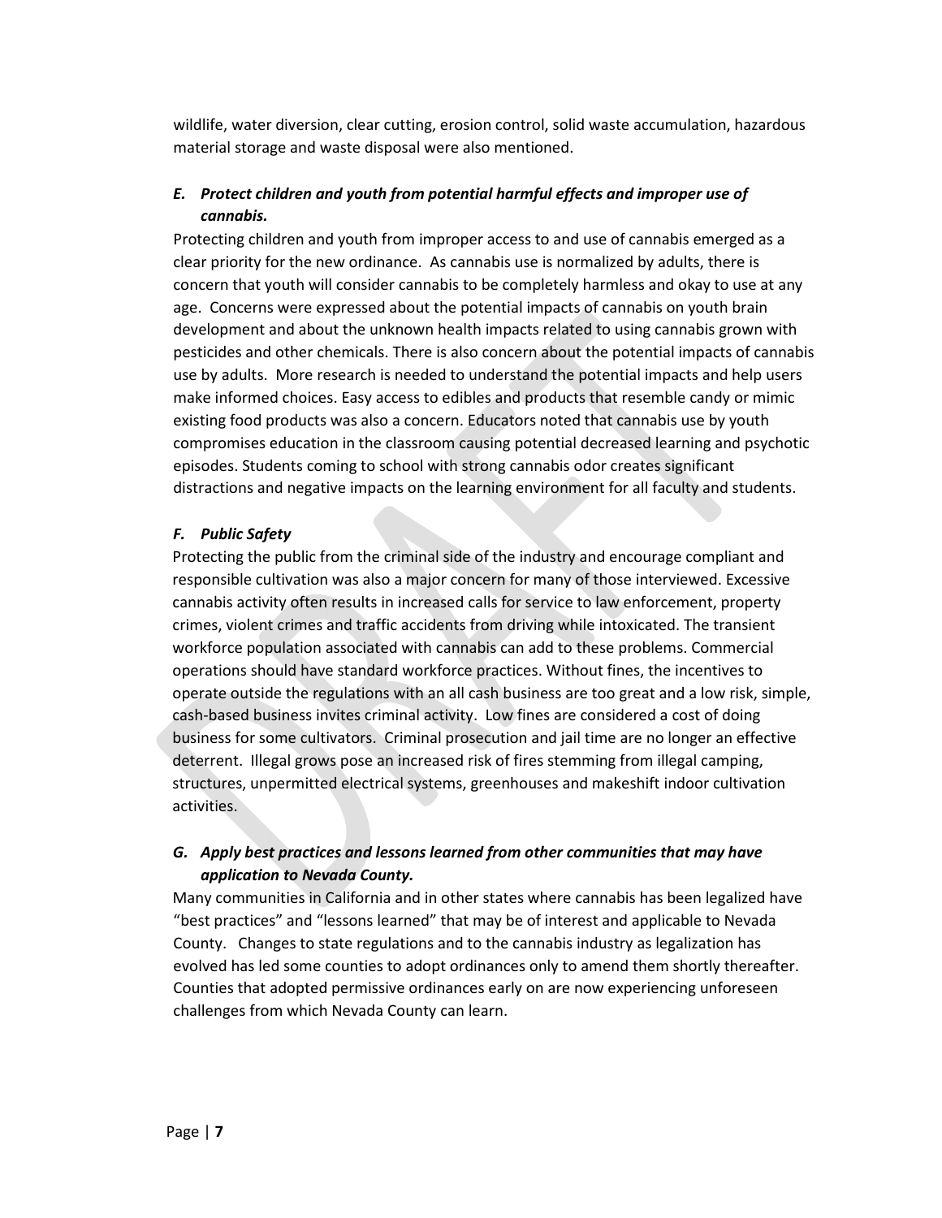wildlife, water diversion, clear cutting, erosion control, solid waste accumulation, hazardous material storage and waste disposal were also mentioned.

### *E. Protect children and youth from potential harmful effects and improper use of cannabis.*

Protecting children and youth from improper access to and use of cannabis emerged as a clear priority for the new ordinance. As cannabis use is normalized by adults, there is concern that youth will consider cannabis to be completely harmless and okay to use at any age. Concerns were expressed about the potential impacts of cannabis on youth brain development and about the unknown health impacts related to using cannabis grown with pesticides and other chemicals. There is also concern about the potential impacts of cannabis use by adults. More research is needed to understand the potential impacts and help users make informed choices. Easy access to edibles and products that resemble candy or mimic existing food products was also a concern. Educators noted that cannabis use by youth compromises education in the classroom causing potential decreased learning and psychotic episodes. Students coming to school with strong cannabis odor creates significant distractions and negative impacts on the learning environment for all faculty and students.

### *F. Public Safety*

Protecting the public from the criminal side of the industry and encourage compliant and responsible cultivation was also a major concern for many of those interviewed. Excessive cannabis activity often results in increased calls for service to law enforcement, property crimes, violent crimes and traffic accidents from driving while intoxicated. The transient workforce population associated with cannabis can add to these problems. Commercial operations should have standard workforce practices. Without fines, the incentives to operate outside the regulations with an all cash business are too great and a low risk, simple, cash-based business invites criminal activity. Low fines are considered a cost of doing business for some cultivators. Criminal prosecution and jail time are no longer an effective deterrent. Illegal grows pose an increased risk of fires stemming from illegal camping, structures, unpermitted electrical systems, greenhouses and makeshift indoor cultivation activities.

### *G. Apply best practices and lessons learned from other communities that may have application to Nevada County.*

Many communities in California and in other states where cannabis has been legalized have "best practices" and "lessons learned" that may be of interest and applicable to Nevada County. Changes to state regulations and to the cannabis industry as legalization has evolved has led some counties to adopt ordinances only to amend them shortly thereafter. Counties that adopted permissive ordinances early on are now experiencing unforeseen challenges from which Nevada County can learn.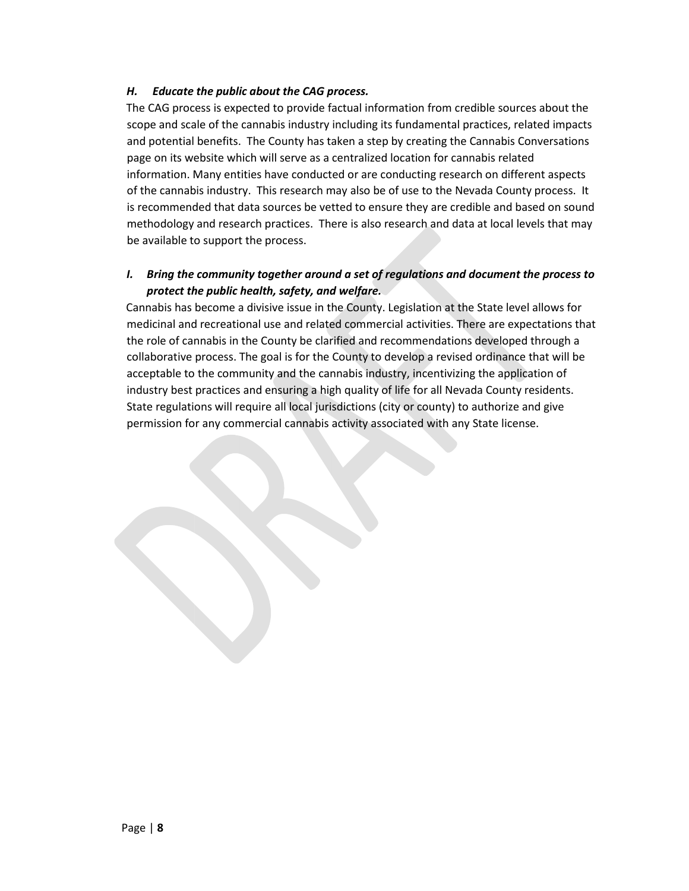### *H. Educate the public about the CAG process.*

The CAG process is expected to provide factual information from credible sources about the scope and scale of the cannabis industry including its fundamental practices, related impacts and potential benefits. The County has taken a step by creating the Cannabis Conversations page on its website which will serve as a centralized location for cannabis related information. Many entities have conducted or are conducting research on different aspects of the cannabis industry. This research may also be of use to the Nevada County process. It is recommended that data sources be vetted to ensure they are credible and based on sound methodology and research practices. There is also research and data at local levels that may be available to support the process.

### *I. Bring the community together around a set of regulations and document the process to protect the public health, safety, and welfare.*

Cannabis has become a divisive issue in the County. Legislation at the State level allows for medicinal and recreational use and related commercial activities. There are expectations that the role of cannabis in the County be clarified and recommendations developed through a collaborative process. The goal is for the County to develop a revised ordinance that will be acceptable to the community and the cannabis industry, incentivizing the application of industry best practices and ensuring a high quality of life for all Nevada County residents. State regulations will require all local jurisdictions (city or county) to authorize and give permission for any commercial cannabis activity associated with any State license.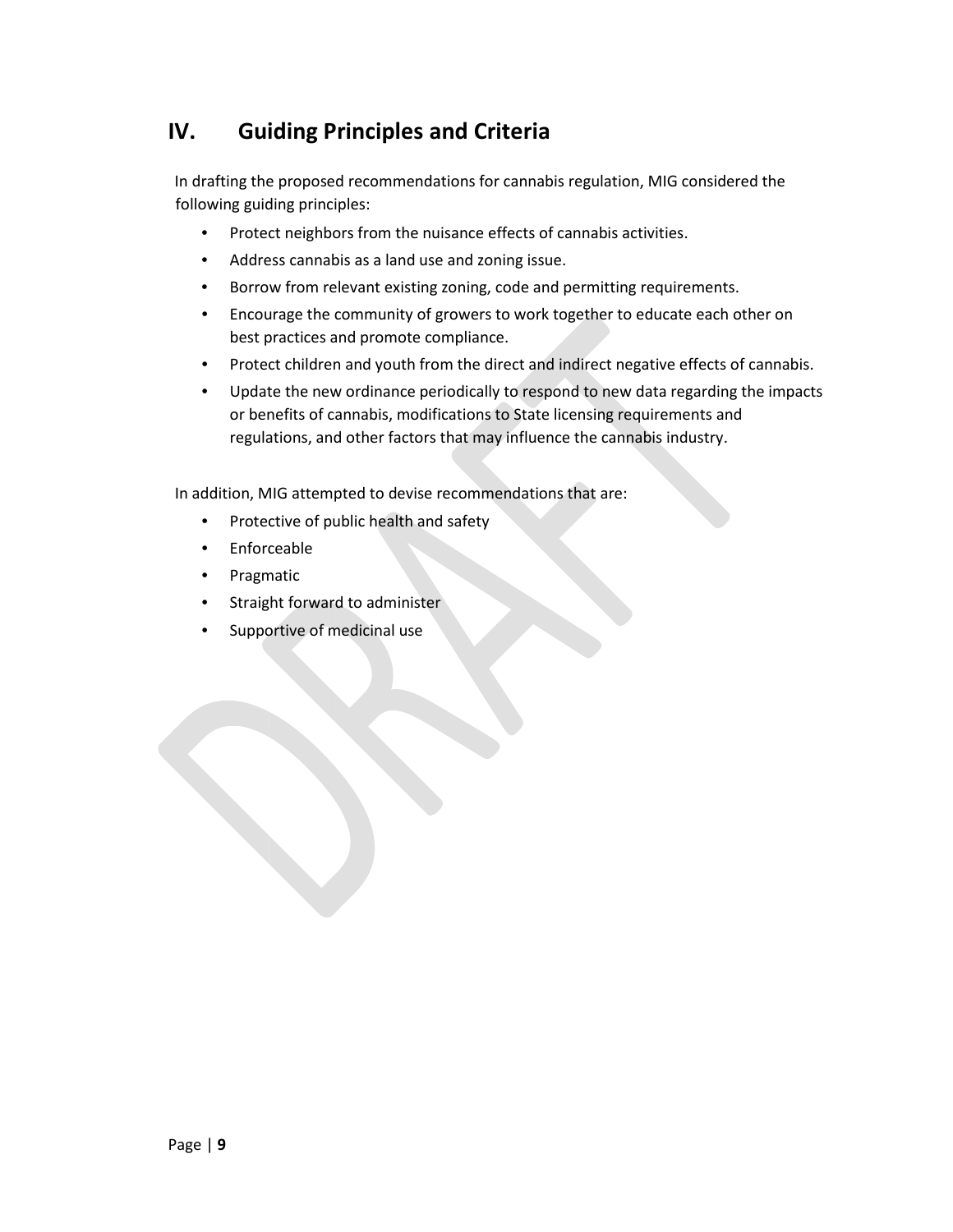# IV. Guiding Principles and Criteria

In drafting the proposed recommendations for cannabis regulation, MIG considered the following guiding principles:

- Protect neighbors from the nuisance effects of cannabis activities.
- Address cannabis as a land use and zoning issue.
- Borrow from relevant existing zoning, code and permitting requirements.
- Encourage the community of growers to work together to educate each other on best practices and promote compliance.
- Protect children and youth from the direct and indirect negative effects of cannabis.
- Update the new ordinance periodically to respond to new data regarding the impacts or benefits of cannabis, modifications to State licensing requirements and regulations, and other factors that may influence the cannabis industry.

In addition, MIG attempted to devise recommendations that are:

- Protective of public health and safety
- Enforceable
- Pragmatic
- Straight forward to administer
- Supportive of medicinal use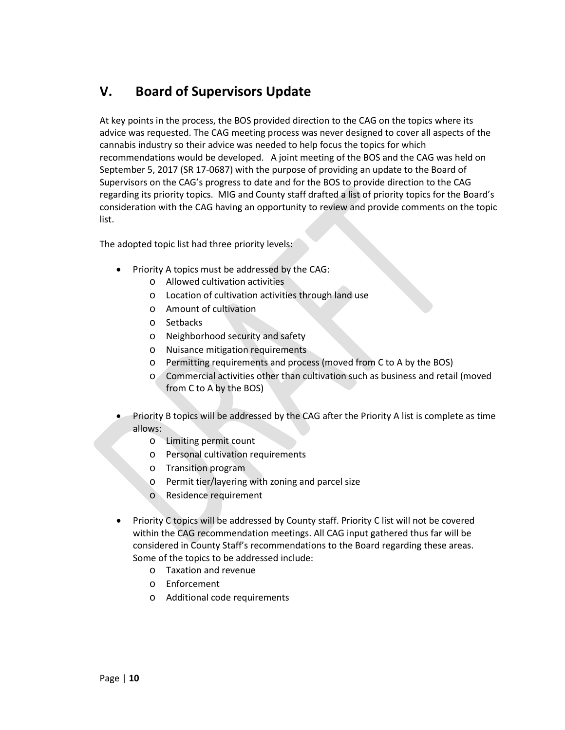## V. Board of Supervisors Update

At key points in the process, the BOS provided direction to the CAG on the topics where its advice was requested. The CAG meeting process was never designed to cover all aspects of the cannabis industry so their advice was needed to help focus the topics for which recommendations would be developed. A joint meeting of the BOS and the CAG was held on September 5, 2017 (SR 17-0687) with the purpose of providing an update to the Board of Supervisors on the CAG's progress to date and for the BOS to provide direction to the CAG regarding its priority topics. MIG and County staff drafted a list of priority topics for the Board's consideration with the CAG having an opportunity to review and provide comments on the topic list.

The adopted topic list had three priority levels:

- Priority A topics must be addressed by the CAG:
  - Allowed cultivation activities
  - Location of cultivation activities through land use
  - Amount of cultivation
  - Setbacks
  - Neighborhood security and safety
  - Nuisance mitigation requirements
  - Permitting requirements and process (moved from C to A by the BOS)
  - Commercial activities other than cultivation such as business and retail (moved from C to A by the BOS)

- Priority B topics will be addressed by the CAG after the Priority A list is complete as time allows:
  - Limiting permit count
  - Personal cultivation requirements
  - Transition program
  - Permit tier/layering with zoning and parcel size
  - Residence requirement

- Priority C topics will be addressed by County staff. Priority C list will not be covered within the CAG recommendation meetings. All CAG input gathered thus far will be considered in County Staff's recommendations to the Board regarding these areas. Some of the topics to be addressed include:
  - Taxation and revenue
  - Enforcement
  - Additional code requirements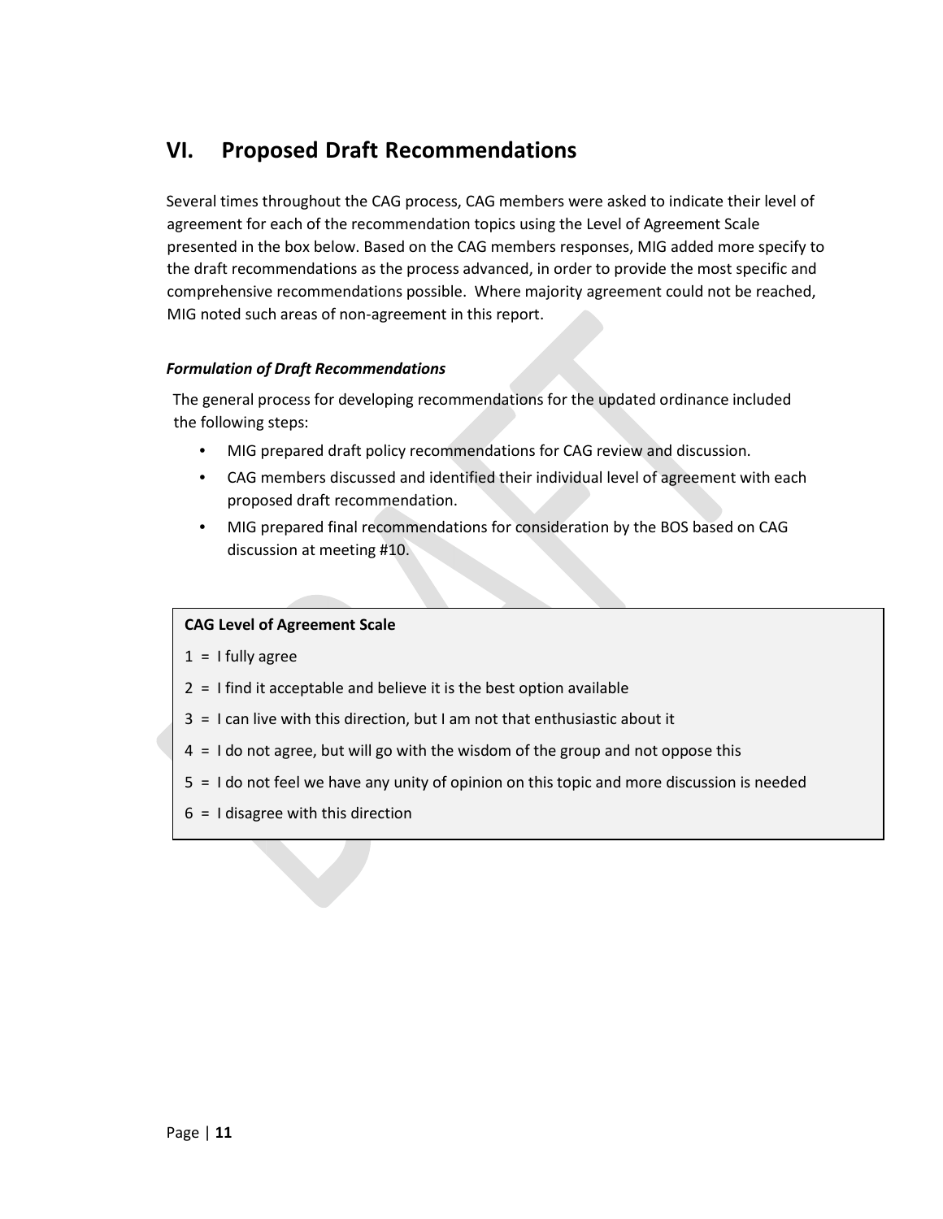## VI. Proposed Draft Recommendations

Several times throughout the CAG process, CAG members were asked to indicate their level of agreement for each of the recommendation topics using the Level of Agreement Scale presented in the box below. Based on the CAG members responses, MIG added more specify to the draft recommendations as the process advanced, in order to provide the most specific and comprehensive recommendations possible. Where majority agreement could not be reached, MIG noted such areas of non-agreement in this report.

***Formulation of Draft Recommendations***

The general process for developing recommendations for the updated ordinance included the following steps:

- MIG prepared draft policy recommendations for CAG review and discussion.
- CAG members discussed and identified their individual level of agreement with each proposed draft recommendation.
- MIG prepared final recommendations for consideration by the BOS based on CAG discussion at meeting #10.

**CAG Level of Agreement Scale**

1 = I fully agree

2 = I find it acceptable and believe it is the best option available

3 = I can live with this direction, but I am not that enthusiastic about it

4 = I do not agree, but will go with the wisdom of the group and not oppose this

5 = I do not feel we have any unity of opinion on this topic and more discussion is needed

6 = I disagree with this direction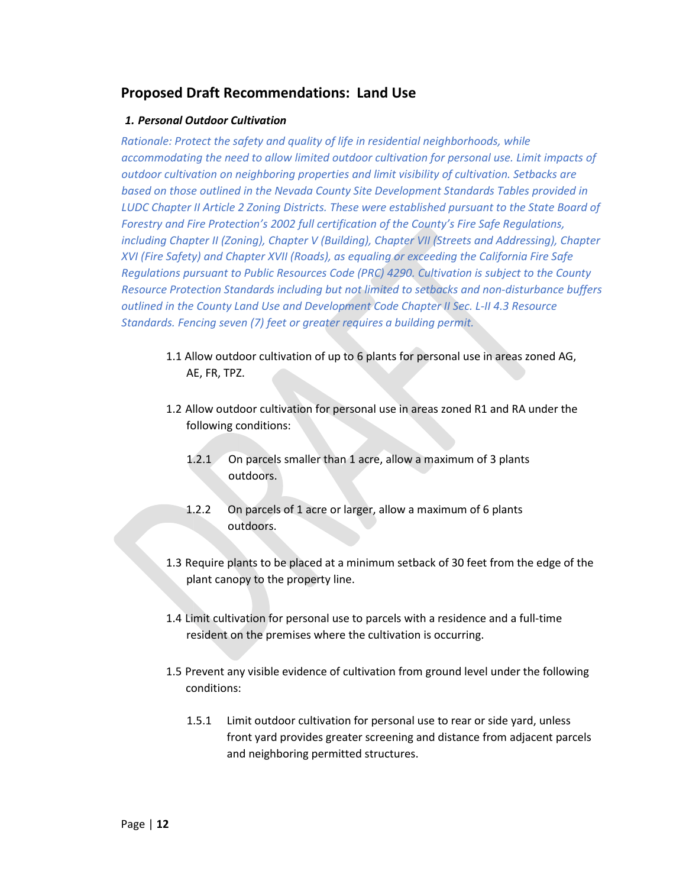## Proposed Draft Recommendations: Land Use

### *1. Personal Outdoor Cultivation*

*Rationale: Protect the safety and quality of life in residential neighborhoods, while accommodating the need to allow limited outdoor cultivation for personal use. Limit impacts of outdoor cultivation on neighboring properties and limit visibility of cultivation. Setbacks are based on those outlined in the Nevada County Site Development Standards Tables provided in LUDC Chapter II Article 2 Zoning Districts. These were established pursuant to the State Board of Forestry and Fire Protection's 2002 full certification of the County's Fire Safe Regulations, including Chapter II (Zoning), Chapter V (Building), Chapter VII (Streets and Addressing), Chapter XVI (Fire Safety) and Chapter XVII (Roads), as equaling or exceeding the California Fire Safe Regulations pursuant to Public Resources Code (PRC) 4290. Cultivation is subject to the County Resource Protection Standards including but not limited to setbacks and non-disturbance buffers outlined in the County Land Use and Development Code Chapter II Sec. L-II 4.3 Resource Standards. Fencing seven (7) feet or greater requires a building permit.*

1.1 Allow outdoor cultivation of up to 6 plants for personal use in areas zoned AG, AE, FR, TPZ.

1.2 Allow outdoor cultivation for personal use in areas zoned R1 and RA under the following conditions:

  1.2.1 On parcels smaller than 1 acre, allow a maximum of 3 plants outdoors.

  1.2.2 On parcels of 1 acre or larger, allow a maximum of 6 plants outdoors.

1.3 Require plants to be placed at a minimum setback of 30 feet from the edge of the plant canopy to the property line.

1.4 Limit cultivation for personal use to parcels with a residence and a full-time resident on the premises where the cultivation is occurring.

1.5 Prevent any visible evidence of cultivation from ground level under the following conditions:

  1.5.1 Limit outdoor cultivation for personal use to rear or side yard, unless front yard provides greater screening and distance from adjacent parcels and neighboring permitted structures.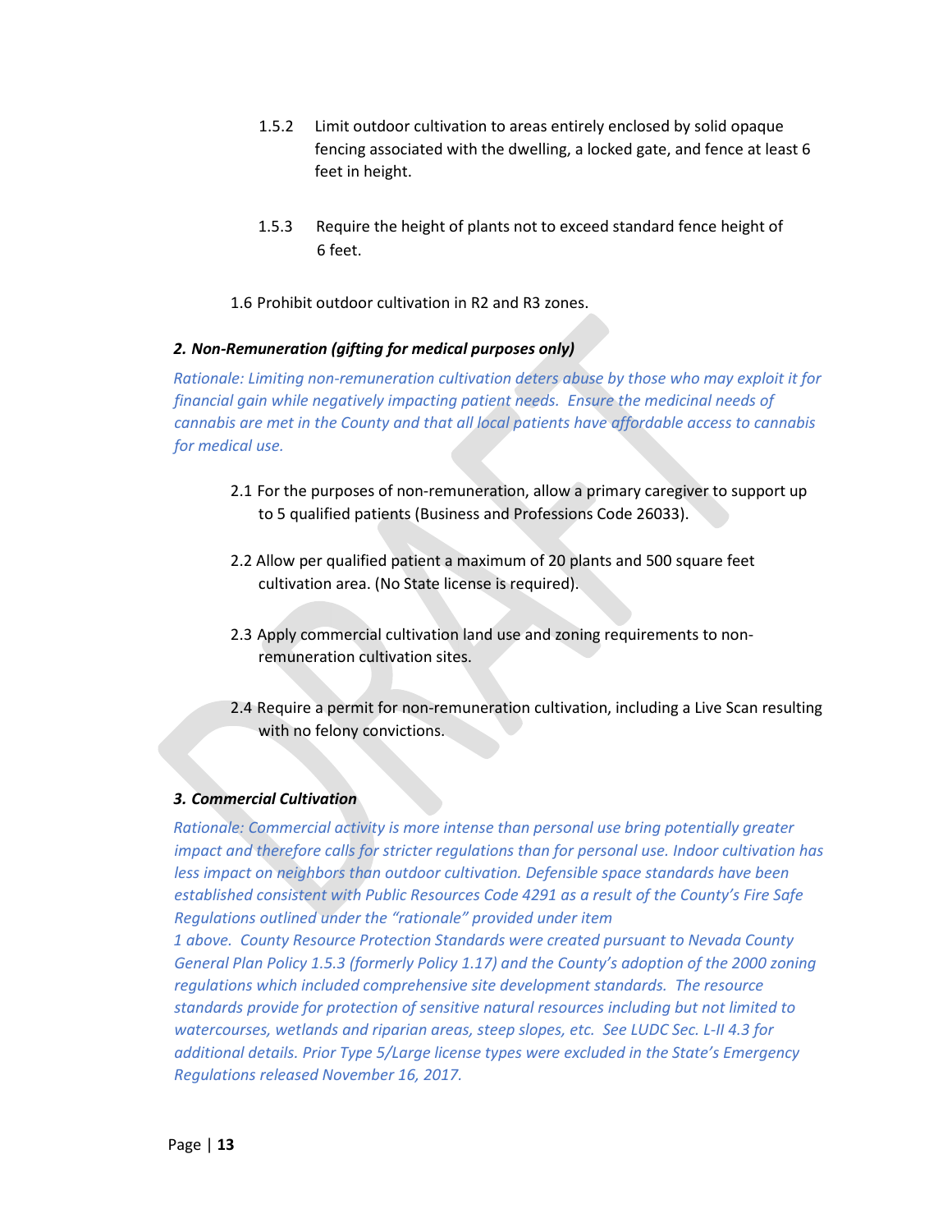1.5.2 Limit outdoor cultivation to areas entirely enclosed by solid opaque fencing associated with the dwelling, a locked gate, and fence at least 6 feet in height.

1.5.3 Require the height of plants not to exceed standard fence height of 6 feet.

1.6 Prohibit outdoor cultivation in R2 and R3 zones.

### *2. Non-Remuneration (gifting for medical purposes only)*

*Rationale: Limiting non-remuneration cultivation deters abuse by those who may exploit it for financial gain while negatively impacting patient needs. Ensure the medicinal needs of cannabis are met in the County and that all local patients have affordable access to cannabis for medical use.*

2.1 For the purposes of non-remuneration, allow a primary caregiver to support up to 5 qualified patients (Business and Professions Code 26033).

2.2 Allow per qualified patient a maximum of 20 plants and 500 square feet cultivation area. (No State license is required).

2.3 Apply commercial cultivation land use and zoning requirements to non-remuneration cultivation sites.

2.4 Require a permit for non-remuneration cultivation, including a Live Scan resulting with no felony convictions.

### *3. Commercial Cultivation*

*Rationale: Commercial activity is more intense than personal use bring potentially greater impact and therefore calls for stricter regulations than for personal use. Indoor cultivation has less impact on neighbors than outdoor cultivation. Defensible space standards have been established consistent with Public Resources Code 4291 as a result of the County's Fire Safe Regulations outlined under the "rationale" provided under item 1 above. County Resource Protection Standards were created pursuant to Nevada County General Plan Policy 1.5.3 (formerly Policy 1.17) and the County's adoption of the 2000 zoning regulations which included comprehensive site development standards. The resource standards provide for protection of sensitive natural resources including but not limited to watercourses, wetlands and riparian areas, steep slopes, etc. See LUDC Sec. L-II 4.3 for additional details. Prior Type 5/Large license types were excluded in the State's Emergency Regulations released November 16, 2017.*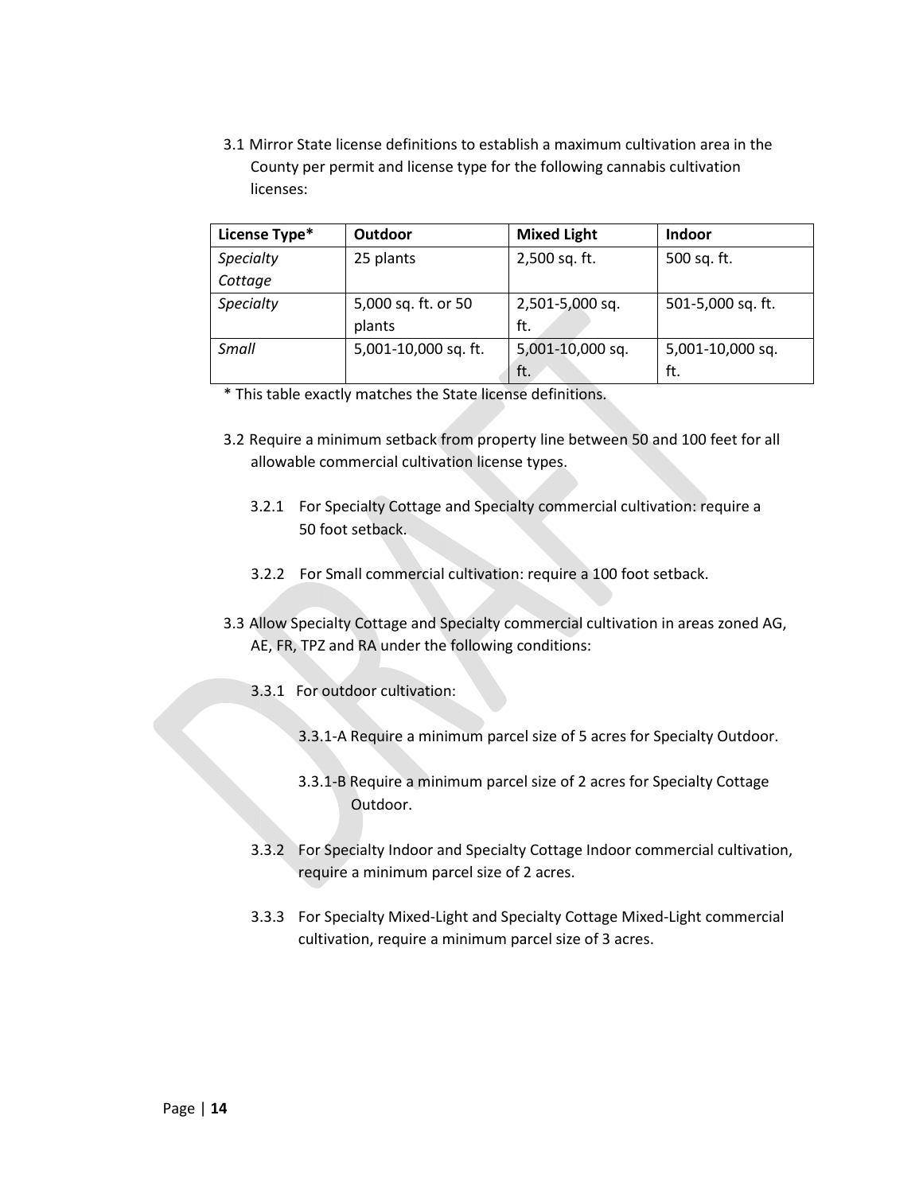3.1 Mirror State license definitions to establish a maximum cultivation area in the County per permit and license type for the following cannabis cultivation licenses:

| License Type* | Outdoor | Mixed Light | Indoor |
| --- | --- | --- | --- |
| *Specialty Cottage* | 25 plants | 2,500 sq. ft. | 500 sq. ft. |
| *Specialty* | 5,000 sq. ft. or 50 plants | 2,501-5,000 sq. ft. | 501-5,000 sq. ft. |
| *Small* | 5,001-10,000 sq. ft. | 5,001-10,000 sq. ft. | 5,001-10,000 sq. ft. |

* This table exactly matches the State license definitions.

3.2 Require a minimum setback from property line between 50 and 100 feet for all allowable commercial cultivation license types.

3.2.1 For Specialty Cottage and Specialty commercial cultivation: require a 50 foot setback.

3.2.2 For Small commercial cultivation: require a 100 foot setback.

3.3 Allow Specialty Cottage and Specialty commercial cultivation in areas zoned AG, AE, FR, TPZ and RA under the following conditions:

3.3.1 For outdoor cultivation:

3.3.1-A Require a minimum parcel size of 5 acres for Specialty Outdoor.

3.3.1-B Require a minimum parcel size of 2 acres for Specialty Cottage Outdoor.

3.3.2 For Specialty Indoor and Specialty Cottage Indoor commercial cultivation, require a minimum parcel size of 2 acres.

3.3.3 For Specialty Mixed-Light and Specialty Cottage Mixed-Light commercial cultivation, require a minimum parcel size of 3 acres.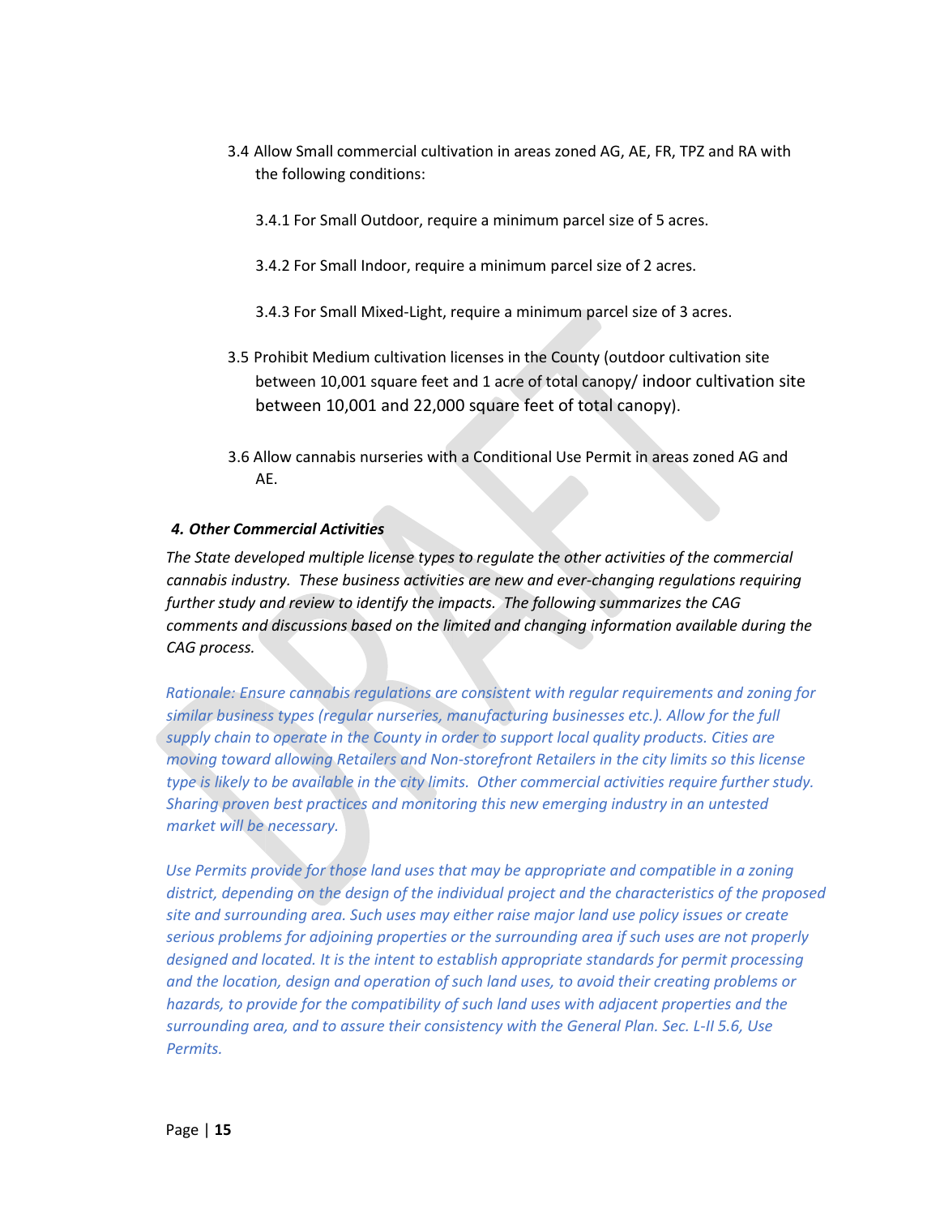3.4 Allow Small commercial cultivation in areas zoned AG, AE, FR, TPZ and RA with the following conditions:

3.4.1 For Small Outdoor, require a minimum parcel size of 5 acres.

3.4.2 For Small Indoor, require a minimum parcel size of 2 acres.

3.4.3 For Small Mixed-Light, require a minimum parcel size of 3 acres.

3.5 Prohibit Medium cultivation licenses in the County (outdoor cultivation site between 10,001 square feet and 1 acre of total canopy/ indoor cultivation site between 10,001 and 22,000 square feet of total canopy).

3.6 Allow cannabis nurseries with a Conditional Use Permit in areas zoned AG and AE.

***4. Other Commercial Activities***

*The State developed multiple license types to regulate the other activities of the commercial cannabis industry. These business activities are new and ever-changing regulations requiring further study and review to identify the impacts. The following summarizes the CAG comments and discussions based on the limited and changing information available during the CAG process.*

*Rationale: Ensure cannabis regulations are consistent with regular requirements and zoning for similar business types (regular nurseries, manufacturing businesses etc.). Allow for the full supply chain to operate in the County in order to support local quality products. Cities are moving toward allowing Retailers and Non-storefront Retailers in the city limits so this license type is likely to be available in the city limits. Other commercial activities require further study. Sharing proven best practices and monitoring this new emerging industry in an untested market will be necessary.*

*Use Permits provide for those land uses that may be appropriate and compatible in a zoning district, depending on the design of the individual project and the characteristics of the proposed site and surrounding area. Such uses may either raise major land use policy issues or create serious problems for adjoining properties or the surrounding area if such uses are not properly designed and located. It is the intent to establish appropriate standards for permit processing and the location, design and operation of such land uses, to avoid their creating problems or hazards, to provide for the compatibility of such land uses with adjacent properties and the surrounding area, and to assure their consistency with the General Plan. Sec. L-II 5.6, Use Permits.*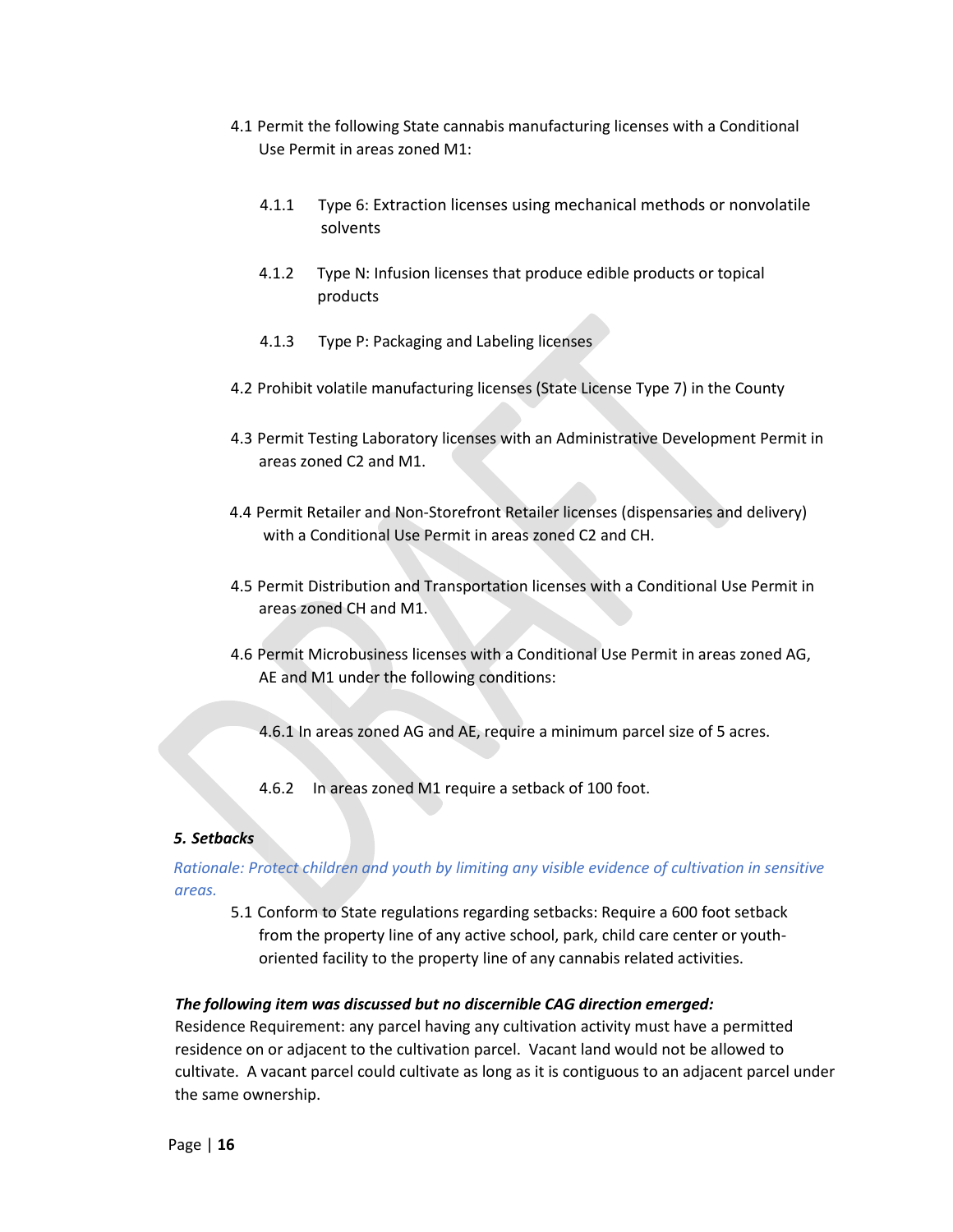4.1 Permit the following State cannabis manufacturing licenses with a Conditional Use Permit in areas zoned M1:

   4.1.1 Type 6: Extraction licenses using mechanical methods or nonvolatile solvents

   4.1.2 Type N: Infusion licenses that produce edible products or topical products

   4.1.3 Type P: Packaging and Labeling licenses

4.2 Prohibit volatile manufacturing licenses (State License Type 7) in the County

4.3 Permit Testing Laboratory licenses with an Administrative Development Permit in areas zoned C2 and M1.

4.4 Permit Retailer and Non-Storefront Retailer licenses (dispensaries and delivery) with a Conditional Use Permit in areas zoned C2 and CH.

4.5 Permit Distribution and Transportation licenses with a Conditional Use Permit in areas zoned CH and M1.

4.6 Permit Microbusiness licenses with a Conditional Use Permit in areas zoned AG, AE and M1 under the following conditions:

   4.6.1 In areas zoned AG and AE, require a minimum parcel size of 5 acres.

   4.6.2 In areas zoned M1 require a setback of 100 foot.

### *5. Setbacks*

*Rationale: Protect children and youth by limiting any visible evidence of cultivation in sensitive areas.*

5.1 Conform to State regulations regarding setbacks: Require a 600 foot setback from the property line of any active school, park, child care center or youth-oriented facility to the property line of any cannabis related activities.

***The following item was discussed but no discernible CAG direction emerged:***

Residence Requirement: any parcel having any cultivation activity must have a permitted residence on or adjacent to the cultivation parcel. Vacant land would not be allowed to cultivate. A vacant parcel could cultivate as long as it is contiguous to an adjacent parcel under the same ownership.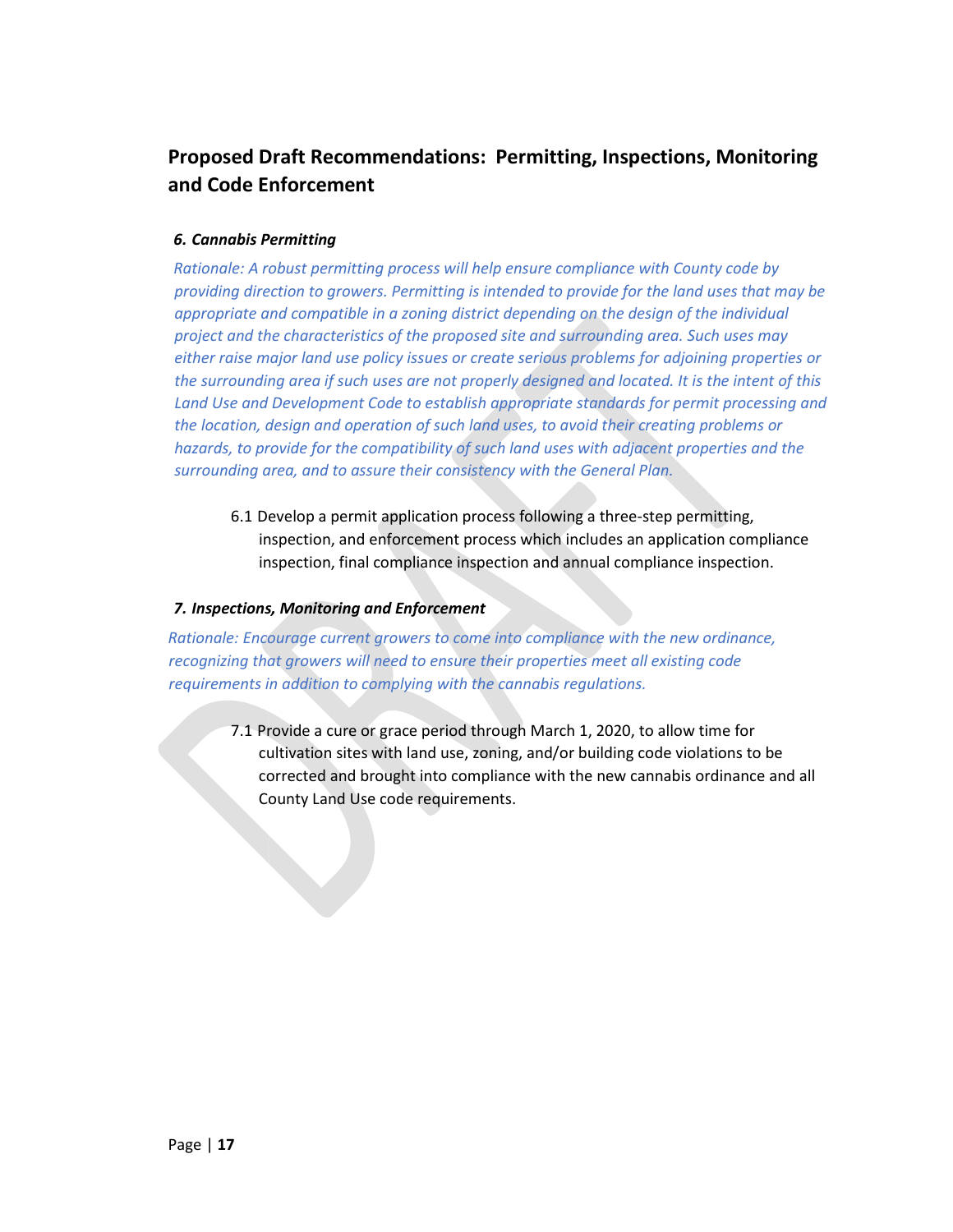## Proposed Draft Recommendations: Permitting, Inspections, Monitoring and Code Enforcement

### *6. Cannabis Permitting*

*Rationale: A robust permitting process will help ensure compliance with County code by providing direction to growers. Permitting is intended to provide for the land uses that may be appropriate and compatible in a zoning district depending on the design of the individual project and the characteristics of the proposed site and surrounding area. Such uses may either raise major land use policy issues or create serious problems for adjoining properties or the surrounding area if such uses are not properly designed and located. It is the intent of this Land Use and Development Code to establish appropriate standards for permit processing and the location, design and operation of such land uses, to avoid their creating problems or hazards, to provide for the compatibility of such land uses with adjacent properties and the surrounding area, and to assure their consistency with the General Plan.*

6.1 Develop a permit application process following a three-step permitting, inspection, and enforcement process which includes an application compliance inspection, final compliance inspection and annual compliance inspection.

### *7. Inspections, Monitoring and Enforcement*

*Rationale: Encourage current growers to come into compliance with the new ordinance, recognizing that growers will need to ensure their properties meet all existing code requirements in addition to complying with the cannabis regulations.*

7.1 Provide a cure or grace period through March 1, 2020, to allow time for cultivation sites with land use, zoning, and/or building code violations to be corrected and brought into compliance with the new cannabis ordinance and all County Land Use code requirements.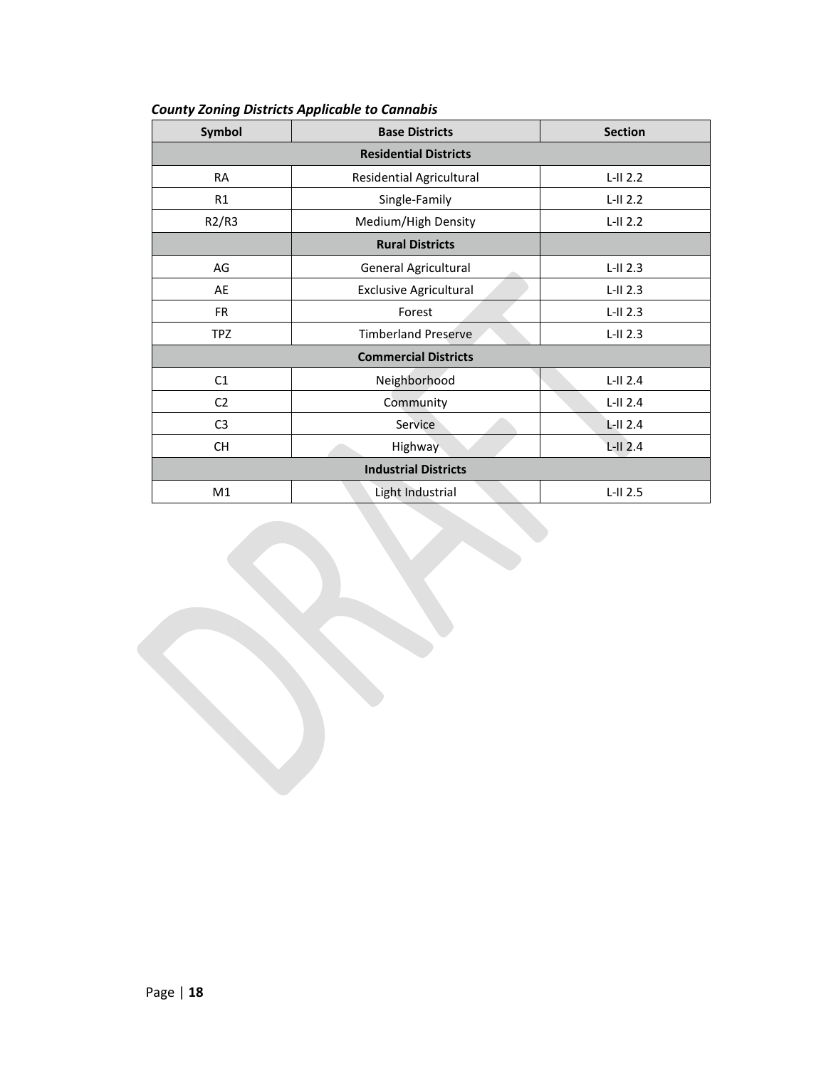***County Zoning Districts Applicable to Cannabis***

| Symbol | Base Districts | Section |
|---|---|---|
| **Residential Districts** | | |
| RA | Residential Agricultural | L-II 2.2 |
| R1 | Single-Family | L-II 2.2 |
| R2/R3 | Medium/High Density | L-II 2.2 |
| | **Rural Districts** | |
| AG | General Agricultural | L-II 2.3 |
| AE | Exclusive Agricultural | L-II 2.3 |
| FR | Forest | L-II 2.3 |
| TPZ | Timberland Preserve | L-II 2.3 |
| **Commercial Districts** | | |
| C1 | Neighborhood | L-II 2.4 |
| C2 | Community | L-II 2.4 |
| C3 | Service | L-II 2.4 |
| CH | Highway | L-II 2.4 |
| **Industrial Districts** | | |
| M1 | Light Industrial | L-II 2.5 |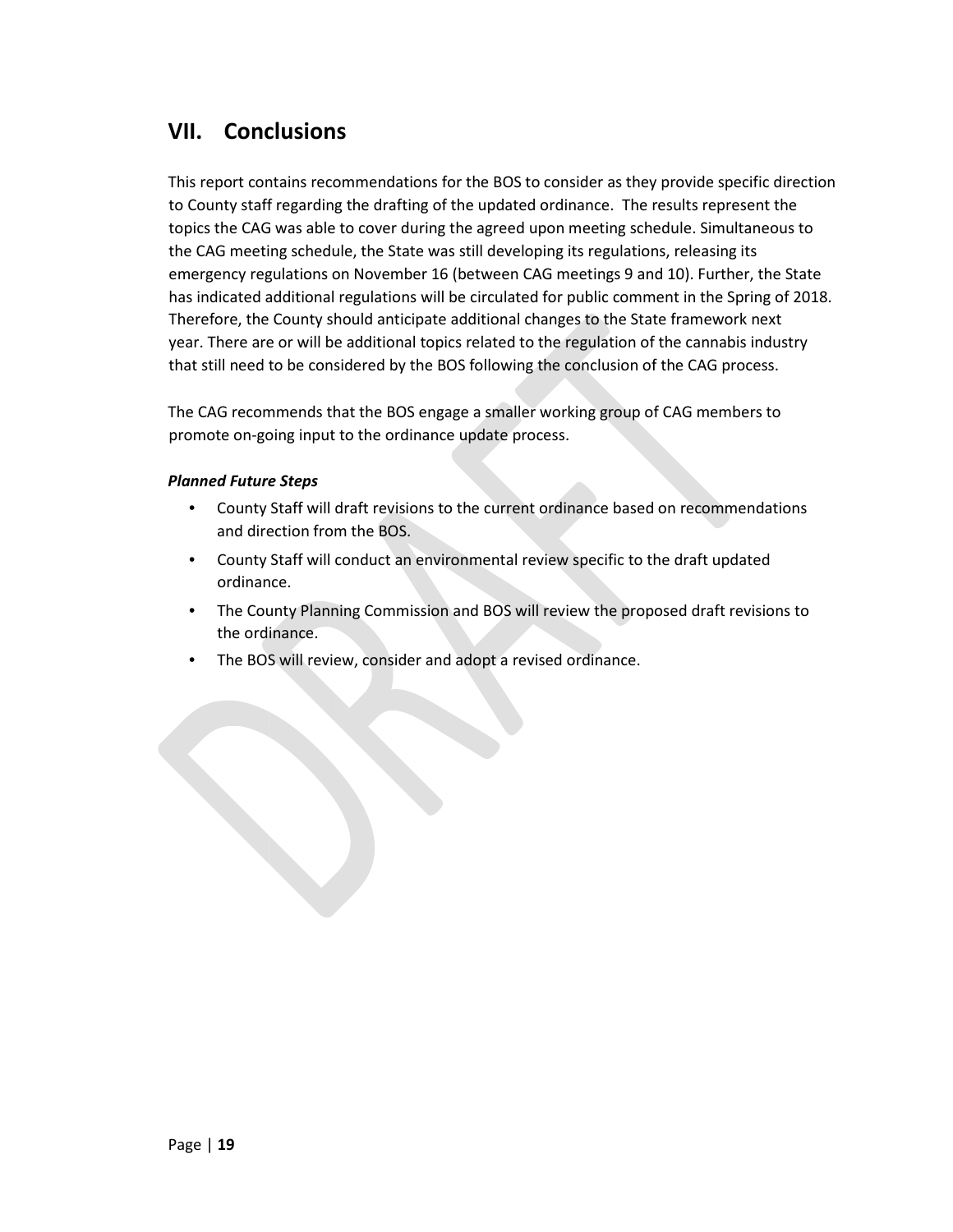## VII. Conclusions

This report contains recommendations for the BOS to consider as they provide specific direction to County staff regarding the drafting of the updated ordinance. The results represent the topics the CAG was able to cover during the agreed upon meeting schedule. Simultaneous to the CAG meeting schedule, the State was still developing its regulations, releasing its emergency regulations on November 16 (between CAG meetings 9 and 10). Further, the State has indicated additional regulations will be circulated for public comment in the Spring of 2018. Therefore, the County should anticipate additional changes to the State framework next year. There are or will be additional topics related to the regulation of the cannabis industry that still need to be considered by the BOS following the conclusion of the CAG process.

The CAG recommends that the BOS engage a smaller working group of CAG members to promote on-going input to the ordinance update process.

***Planned Future Steps***

- County Staff will draft revisions to the current ordinance based on recommendations and direction from the BOS.
- County Staff will conduct an environmental review specific to the draft updated ordinance.
- The County Planning Commission and BOS will review the proposed draft revisions to the ordinance.
- The BOS will review, consider and adopt a revised ordinance.